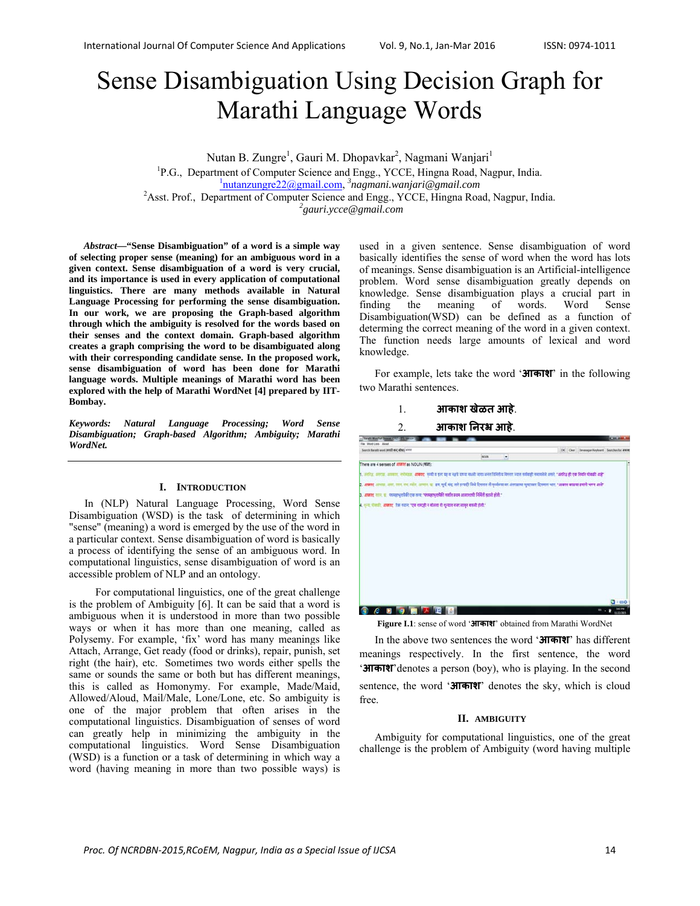# Sense Disambiguation Using Decision Graph for Marathi Language Words

Nutan B. Zungre[1], Gauri M. Dhopavkar[2], Nagmani Wanjari[1]

[1]P.G., Department of Computer Science and Engg., YCCE, Hingna Road, Nagpur, India.
[1]nutanzungre22@gmail.com, [3]nagmani.wanjari@gmail.com
[2]Asst. Prof., Department of Computer Science and Engg., YCCE, Hingna Road, Nagpur, India.
[2]gauri.ycce@gmail.com

***Abstract*—"Sense Disambiguation" of a word is a simple way of selecting proper sense (meaning) for an ambiguous word in a given context. Sense disambiguation of a word is very crucial, and its importance is used in every application of computational linguistics. There are many methods available in Natural Language Processing for performing the sense disambiguation. In our work, we are proposing the Graph-based algorithm through which the ambiguity is resolved for the words based on their senses and the context domain. Graph-based algorithm creates a graph comprising the word to be disambiguated along with their corresponding candidate sense. In the proposed work, sense disambiguation of word has been done for Marathi language words. Multiple meanings of Marathi word has been explored with the help of Marathi WordNet [4] prepared by IIT-Bombay.**

***Keywords: Natural Language Processing; Word Sense Disambiguation; Graph-based Algorithm; Ambiguity; Marathi WordNet.***

## I. Introduction

In (NLP) Natural Language Processing, Word Sense Disambiguation (WSD) is the task of determining in which "sense" (meaning) a word is emerged by the use of the word in a particular context. Sense disambiguation of word is basically a process of identifying the sense of an ambiguous word. In computational linguistics, sense disambiguation of word is an accessible problem of NLP and an ontology.

For computational linguistics, one of the great challenge is the problem of Ambiguity [6]. It can be said that a word is ambiguous when it is understood in more than two possible ways or when it has more than one meaning, called as Polysemy. For example, 'fix' word has many meanings like Attach, Arrange, Get ready (food or drinks), repair, punish, set right (the hair), etc. Sometimes two words either spells the same or sounds the same or both but has different meanings, this is called as Homonymy. For example, Made/Maid, Allowed/Aloud, Mail/Male, Lone/Lone, etc. So ambiguity is one of the major problem that often arises in the computational linguistics. Disambiguation of senses of word can greatly help in minimizing the ambiguity in the computational linguistics. Word Sense Disambiguation (WSD) is a function or a task of determining in which way a word (having meaning in more than two possible ways) is used in a given sentence. Sense disambiguation of word basically identifies the sense of word when the word has lots of meanings. Sense disambiguation is an Artificial-intelligence problem. Word sense disambiguation greatly depends on knowledge. Sense disambiguation plays a crucial part in finding the meaning of words. Word Sense Disambiguation(WSD) can be defined as a function of determing the correct meaning of the word in a given context. The function needs large amounts of lexical and word knowledge.

For example, lets take the word '**आकाश**' in the following two Marathi sentences.

1. **आकाश खेळत आहे**.
2. **आकाश निरभ्र आहे**.

**Figure I.1**: sense of word '**आकाश**' obtained from Marathi WordNet

In the above two sentences the word '**आकाश**' has different meanings respectively. In the first sentence, the word '**आकाश**' denotes a person (boy), who is playing. In the second sentence, the word '**आकाश**' denotes the sky, which is cloud free.

## II. Ambiguity

Ambiguity for computational linguistics, one of the great challenge is the problem of Ambiguity (word having multiple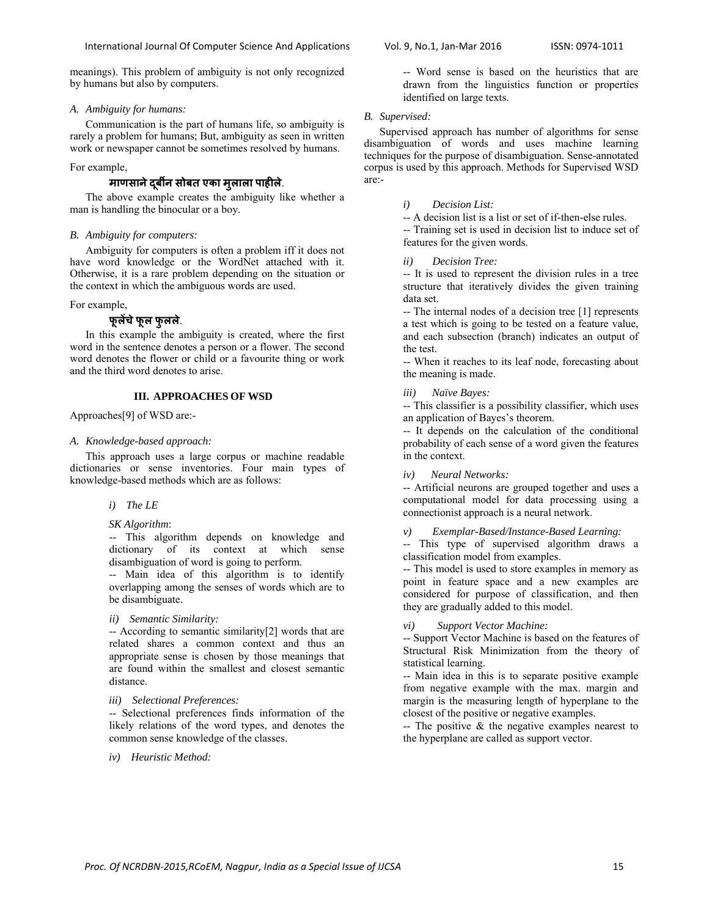meanings). This problem of ambiguity is not only recognized by humans but also by computers.

### *A. Ambiguity for humans:*

Communication is the part of humans life, so ambiguity is rarely a problem for humans; But, ambiguity as seen in written work or newspaper cannot be sometimes resolved by humans.

For example,

**माणसाने दूर्बीन सोबत एका मुलाला पाहीले**.

The above example creates the ambiguity like whether a man is handling the binocular or a boy.

### *B. Ambiguity for computers:*

Ambiguity for computers is often a problem iff it does not have word knowledge or the WordNet attached with it. Otherwise, it is a rare problem depending on the situation or the context in which the ambiguous words are used.

For example,

**फूलेंचे फूल फुलले**.

In this example the ambiguity is created, where the first word in the sentence denotes a person or a flower. The second word denotes the flower or child or a favourite thing or work and the third word denotes to arise.

## III. APPROACHES OF WSD

Approaches[9] of WSD are:-

### *A. Knowledge-based approach:*

This approach uses a large corpus or machine readable dictionaries or sense inventories. Four main types of knowledge-based methods which are as follows:

*i) The LE*

*SK Algorithm*:

-- This algorithm depends on knowledge and dictionary of its context at which sense disambiguation of word is going to perform.

-- Main idea of this algorithm is to identify overlapping among the senses of words which are to be disambiguate.

*ii) Semantic Similarity:*

-- According to semantic similarity[2] words that are related shares a common context and thus an appropriate sense is chosen by those meanings that are found within the smallest and closest semantic distance.

*iii) Selectional Preferences:*

-- Selectional preferences finds information of the likely relations of the word types, and denotes the common sense knowledge of the classes.

*iv) Heuristic Method:*

-- Word sense is based on the heuristics that are drawn from the linguistics function or properties identified on large texts.

### *B. Supervised:*

Supervised approach has number of algorithms for sense disambiguation of words and uses machine learning techniques for the purpose of disambiguation. Sense-annotated corpus is used by this approach. Methods for Supervised WSD are:-

*i) Decision List:*

-- A decision list is a list or set of if-then-else rules.

-- Training set is used in decision list to induce set of features for the given words.

*ii) Decision Tree:*

-- It is used to represent the division rules in a tree structure that iteratively divides the given training data set.

-- The internal nodes of a decision tree [1] represents a test which is going to be tested on a feature value, and each subsection (branch) indicates an output of the test.

-- When it reaches to its leaf node, forecasting about the meaning is made.

*iii) Naïve Bayes:*

-- This classifier is a possibility classifier, which uses an application of Bayes's theorem.

-- It depends on the calculation of the conditional probability of each sense of a word given the features in the context.

*iv) Neural Networks:*

-- Artificial neurons are grouped together and uses a computational model for data processing using a connectionist approach is a neural network.

*v) Exemplar-Based/Instance-Based Learning:*

-- This type of supervised algorithm draws a classification model from examples.

-- This model is used to store examples in memory as point in feature space and a new examples are considered for purpose of classification, and then they are gradually added to this model.

*vi) Support Vector Machine:*

-- Support Vector Machine is based on the features of Structural Risk Minimization from the theory of statistical learning.

-- Main idea in this is to separate positive example from negative example with the max. margin and margin is the measuring length of hyperplane to the closest of the positive or negative examples.

-- The positive & the negative examples nearest to the hyperplane are called as support vector.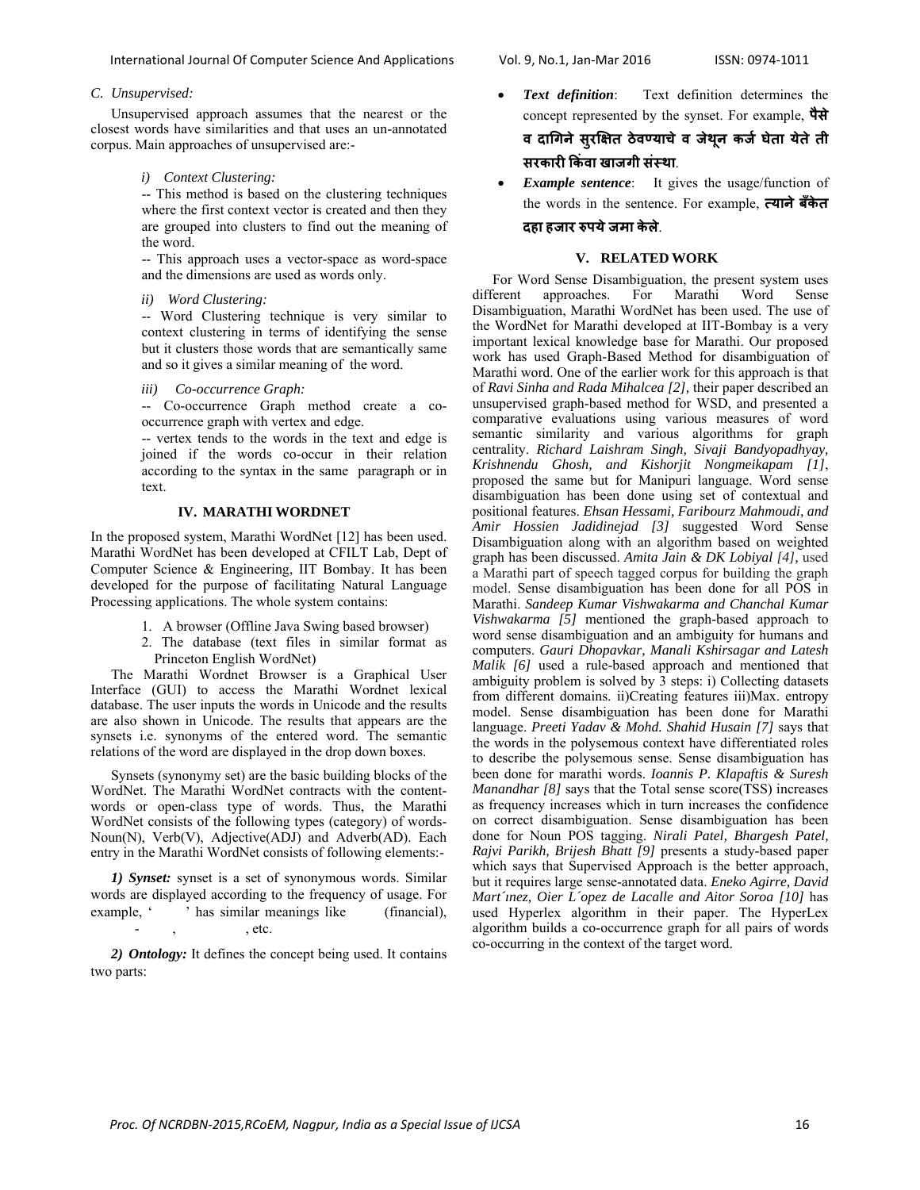### C. Unsupervised:

Unsupervised approach assumes that the nearest or the closest words have similarities and that uses an un-annotated corpus. Main approaches of unsupervised are:-

*i) Context Clustering:*

-- This method is based on the clustering techniques where the first context vector is created and then they are grouped into clusters to find out the meaning of the word.

-- This approach uses a vector-space as word-space and the dimensions are used as words only.

*ii) Word Clustering:*

-- Word Clustering technique is very similar to context clustering in terms of identifying the sense but it clusters those words that are semantically same and so it gives a similar meaning of the word.

*iii) Co-occurrence Graph:*

-- Co-occurrence Graph method create a co-occurrence graph with vertex and edge.

-- vertex tends to the words in the text and edge is joined if the words co-occur in their relation according to the syntax in the same paragraph or in text.

## IV. MARATHI WORDNET

In the proposed system, Marathi WordNet [12] has been used. Marathi WordNet has been developed at CFILT Lab, Dept of Computer Science & Engineering, IIT Bombay. It has been developed for the purpose of facilitating Natural Language Processing applications. The whole system contains:

1. A browser (Offline Java Swing based browser)
2. The database (text files in similar format as Princeton English WordNet)

The Marathi Wordnet Browser is a Graphical User Interface (GUI) to access the Marathi Wordnet lexical database. The user inputs the words in Unicode and the results are also shown in Unicode. The results that appears are the synsets i.e. synonyms of the entered word. The semantic relations of the word are displayed in the drop down boxes.

Synsets (synonymy set) are the basic building blocks of the WordNet. The Marathi WordNet contracts with the content-words or open-class type of words. Thus, the Marathi WordNet consists of the following types (category) of words- Noun(N), Verb(V), Adjective(ADJ) and Adverb(AD). Each entry in the Marathi WordNet consists of following elements:-

***1) Synset:*** synset is a set of synonymous words. Similar words are displayed according to the frequency of usage. For example, ' ' has similar meanings like (financial), - , , etc.

***2) Ontology:*** It defines the concept being used. It contains two parts:

- ***Text definition***: Text definition determines the concept represented by the synset. For example, **पैसे व दागिने सुरक्षित ठेवण्याचे व जेथून कर्ज घेता येते ती सरकारी किंवा खाजगी संस्था**.
- ***Example sentence***: It gives the usage/function of the words in the sentence. For example, **त्याने बँकेत दहा हजार रुपये जमा केले**.

## V. RELATED WORK

For Word Sense Disambiguation, the present system uses different approaches. For Marathi Word Sense Disambiguation, Marathi WordNet has been used. The use of the WordNet for Marathi developed at IIT-Bombay is a very important lexical knowledge base for Marathi. Our proposed work has used Graph-Based Method for disambiguation of Marathi word. One of the earlier work for this approach is that of *Ravi Sinha and Rada Mihalcea [2]*, their paper described an unsupervised graph-based method for WSD, and presented a comparative evaluations using various measures of word semantic similarity and various algorithms for graph centrality. *Richard Laishram Singh, Sivaji Bandyopadhyay, Krishnendu Ghosh, and Kishorjit Nongmeikapam [1]*, proposed the same but for Manipuri language. Word sense disambiguation has been done using set of contextual and positional features. *Ehsan Hessami, Faribourz Mahmoudi, and Amir Hossien Jadidinejad [3]* suggested Word Sense Disambiguation along with an algorithm based on weighted graph has been discussed. *Amita Jain & DK Lobiyal [4]*, used a Marathi part of speech tagged corpus for building the graph model. Sense disambiguation has been done for all POS in Marathi. *Sandeep Kumar Vishwakarma and Chanchal Kumar Vishwakarma [5]* mentioned the graph-based approach to word sense disambiguation and an ambiguity for humans and computers. *Gauri Dhopavkar, Manali Kshirsagar and Latesh Malik [6]* used a rule-based approach and mentioned that ambiguity problem is solved by 3 steps: i) Collecting datasets from different domains. ii)Creating features iii)Max. entropy model. Sense disambiguation has been done for Marathi language. *Preeti Yadav & Mohd. Shahid Husain [7]* says that the words in the polysemous context have differentiated roles to describe the polysemous sense. Sense disambiguation has been done for marathi words. *Ioannis P. Klapaftis & Suresh Manandhar [8]* says that the Total sense score(TSS) increases as frequency increases which in turn increases the confidence on correct disambiguation. Sense disambiguation has been done for Noun POS tagging. *Nirali Patel, Bhargesh Patel, Rajvi Parikh, Brijesh Bhatt [9]* presents a study-based paper which says that Supervised Approach is the better approach, but it requires large sense-annotated data. *Eneko Agirre, David Martínez, Oier López de Lacalle and Aitor Soroa [10]* has used Hyperlex algorithm in their paper. The HyperLex algorithm builds a co-occurrence graph for all pairs of words co-occurring in the context of the target word.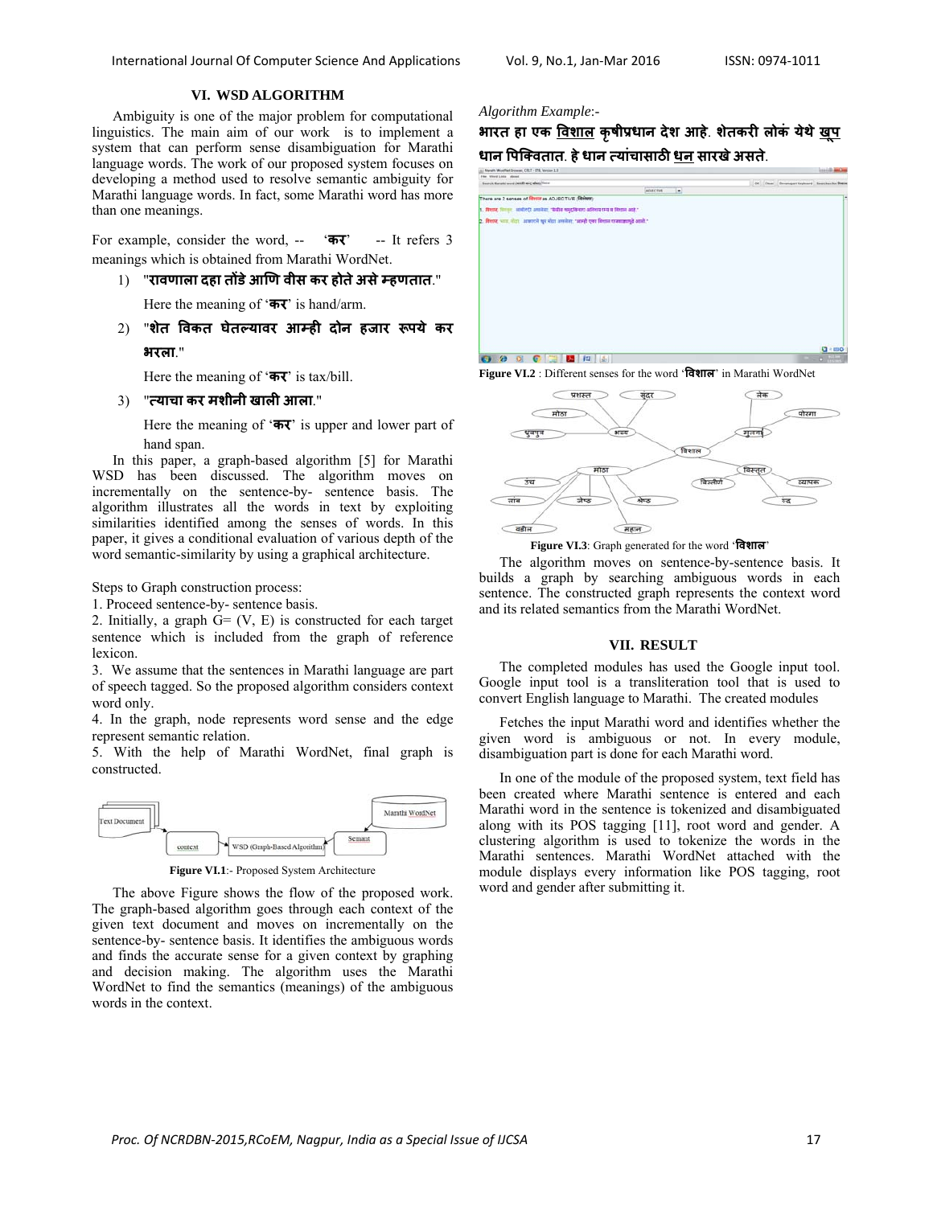## VI. WSD ALGORITHM

Ambiguity is one of the major problem for computational linguistics. The main aim of our work is to implement a system that can perform sense disambiguation for Marathi language words. The work of our proposed system focuses on developing a method used to resolve semantic ambiguity for Marathi language words. In fact, some Marathi word has more than one meanings.

For example, consider the word, -- '**कर**' -- It refers 3 meanings which is obtained from Marathi WordNet.

1) "**रावणाला दहा तोंडे आणि वीस कर होते असे म्हणतात**."

   Here the meaning of '**कर**' is hand/arm.

2) "**शेत विकत घेतल्यावर आम्ही दोन हजार रूपये कर भरला**."

   Here the meaning of '**कर**' is tax/bill.

3) "**त्याचा कर मशीनी खाली आला**."

   Here the meaning of '**कर**' is upper and lower part of hand span.

In this paper, a graph-based algorithm [5] for Marathi WSD has been discussed. The algorithm moves on incrementally on the sentence-by- sentence basis. The algorithm illustrates all the words in text by exploiting similarities identified among the senses of words. In this paper, it gives a conditional evaluation of various depth of the word semantic-similarity by using a graphical architecture.

Steps to Graph construction process:

1. Proceed sentence-by- sentence basis.
2. Initially, a graph G= (V, E) is constructed for each target sentence which is included from the graph of reference lexicon.
3. We assume that the sentences in Marathi language are part of speech tagged. So the proposed algorithm considers context word only.
4. In the graph, node represents word sense and the edge represent semantic relation.
5. With the help of Marathi WordNet, final graph is constructed.

Figure VI.1:- Proposed System Architecture

The above Figure shows the flow of the proposed work. The graph-based algorithm goes through each context of the given text document and moves on incrementally on the sentence-by- sentence basis. It identifies the ambiguous words and finds the accurate sense for a given context by graphing and decision making. The algorithm uses the Marathi WordNet to find the semantics (meanings) of the ambiguous words in the context.

*Algorithm Example*:-

**भारत हा एक <u>विशाल</u> कृषीप्रधान देश आहे. शेतकरी लोकं येथे <u>खूप</u> धान पिकिवतात. हे धान त्यांचासाठी <u>धन</u> सारखे असते.**

**Figure VI.2** : Different senses for the word '**विशाल**' in Marathi WordNet

**Figure VI.3**: Graph generated for the word '**विशाल**'

The algorithm moves on sentence-by-sentence basis. It builds a graph by searching ambiguous words in each sentence. The constructed graph represents the context word and its related semantics from the Marathi WordNet.

## VII. RESULT

The completed modules has used the Google input tool. Google input tool is a transliteration tool that is used to convert English language to Marathi. The created modules

Fetches the input Marathi word and identifies whether the given word is ambiguous or not. In every module, disambiguation part is done for each Marathi word.

In one of the module of the proposed system, text field has been created where Marathi sentence is entered and each Marathi word in the sentence is tokenized and disambiguated along with its POS tagging [11], root word and gender. A clustering algorithm is used to tokenize the words in the Marathi sentences. Marathi WordNet attached with the module displays every information like POS tagging, root word and gender after submitting it.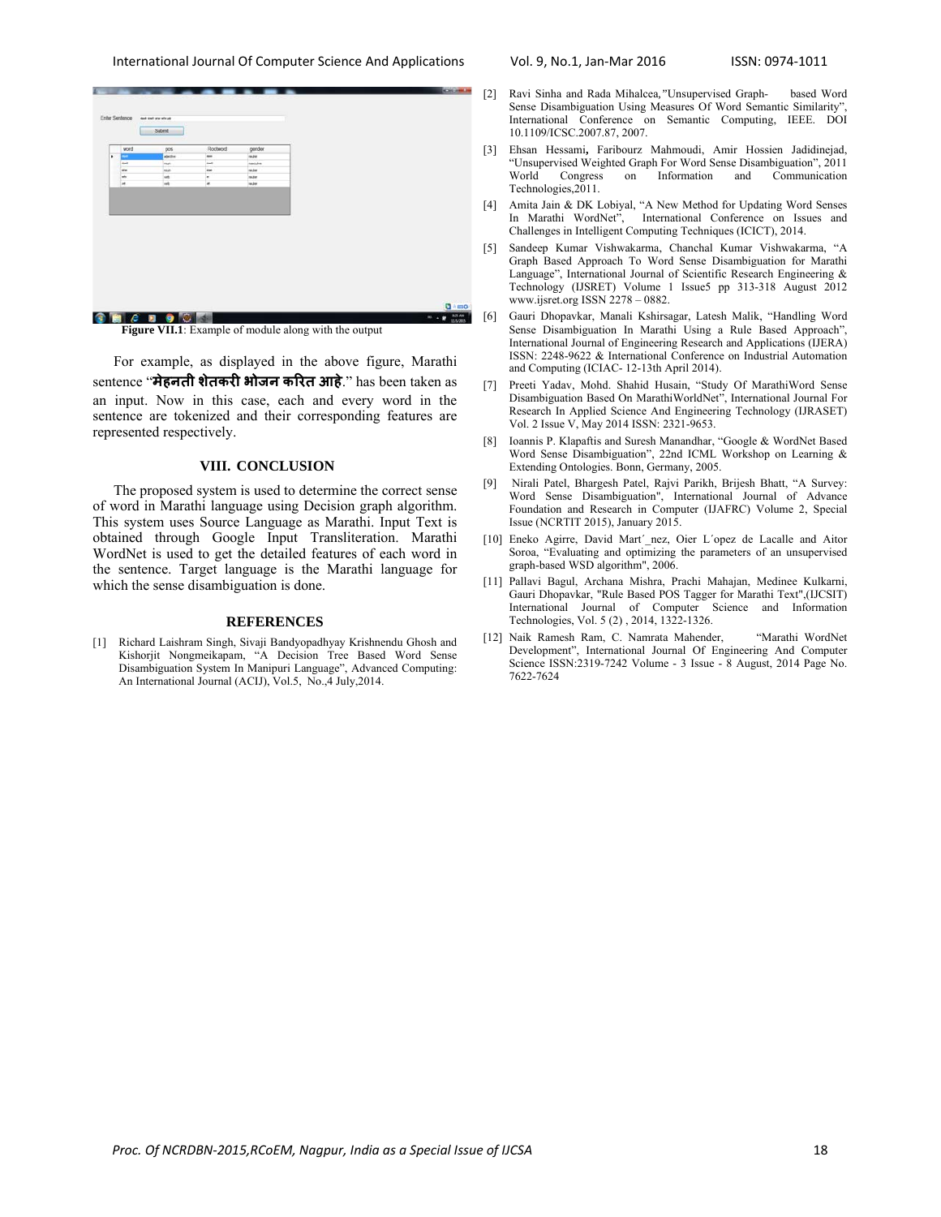Enter Sentence

Submit

word
pos
Rootword
gender

**Figure VII.1**: Example of module along with the output

For example, as displayed in the above figure, Marathi sentence "**मेहनती शेतकरी भोजन करित आहे**." has been taken as an input. Now in this case, each and every word in the sentence are tokenized and their corresponding features are represented respectively.

## VIII. CONCLUSION

The proposed system is used to determine the correct sense of word in Marathi language using Decision graph algorithm. This system uses Source Language as Marathi. Input Text is obtained through Google Input Transliteration. Marathi WordNet is used to get the detailed features of each word in the sentence. Target language is the Marathi language for which the sense disambiguation is done.

## REFERENCES

[1] Richard Laishram Singh, Sivaji Bandyopadhyay Krishnendu Ghosh and Kishorjit Nongmeikapam, "A Decision Tree Based Word Sense Disambiguation System In Manipuri Language", Advanced Computing: An International Journal (ACIJ), Vol.5, No.,4 July,2014.

[2] Ravi Sinha and Rada Mihalcea,"Unsupervised Graph- based Word Sense Disambiguation Using Measures Of Word Semantic Similarity", International Conference on Semantic Computing, IEEE. DOI 10.1109/ICSC.2007.87, 2007.

[3] Ehsan Hessami**,** Faribourz Mahmoudi, Amir Hossien Jadidinejad, "Unsupervised Weighted Graph For Word Sense Disambiguation", 2011 World Congress on Information and Communication Technologies,2011.

[4] Amita Jain & DK Lobiyal, "A New Method for Updating Word Senses In Marathi WordNet", International Conference on Issues and Challenges in Intelligent Computing Techniques (ICICT), 2014.

[5] Sandeep Kumar Vishwakarma, Chanchal Kumar Vishwakarma, "A Graph Based Approach To Word Sense Disambiguation for Marathi Language", International Journal of Scientific Research Engineering & Technology (IJSRET) Volume 1 Issue5 pp 313-318 August 2012 www.ijsret.org ISSN 2278 – 0882.

[6] Gauri Dhopavkar, Manali Kshirsagar, Latesh Malik, "Handling Word Sense Disambiguation In Marathi Using a Rule Based Approach", International Journal of Engineering Research and Applications (IJERA) ISSN: 2248-9622 & International Conference on Industrial Automation and Computing (ICIAC- 12-13th April 2014).

[7] Preeti Yadav, Mohd. Shahid Husain, "Study Of MarathiWord Sense Disambiguation Based On MarathiWorldNet", International Journal For Research In Applied Science And Engineering Technology (IJRASET) Vol. 2 Issue V, May 2014 ISSN: 2321-9653.

[8] Ioannis P. Klapaftis and Suresh Manandhar, "Google & WordNet Based Word Sense Disambiguation", 22nd ICML Workshop on Learning & Extending Ontologies. Bonn, Germany, 2005.

[9] Nirali Patel, Bhargesh Patel, Rajvi Parikh, Brijesh Bhatt, "A Survey: Word Sense Disambiguation", International Journal of Advance Foundation and Research in Computer (IJAFRC) Volume 2, Special Issue (NCRTIT 2015), January 2015.

[10] Eneko Agirre, David Mart´\_nez, Oier L´opez de Lacalle and Aitor Soroa, "Evaluating and optimizing the parameters of an unsupervised graph-based WSD algorithm", 2006.

[11] Pallavi Bagul, Archana Mishra, Prachi Mahajan, Medinee Kulkarni, Gauri Dhopavkar, "Rule Based POS Tagger for Marathi Text",(IJCSIT) International Journal of Computer Science and Information Technologies, Vol. 5 (2) , 2014, 1322-1326.

[12] Naik Ramesh Ram, C. Namrata Mahender, "Marathi WordNet Development", International Journal Of Engineering And Computer Science ISSN:2319-7242 Volume - 3 Issue - 8 August, 2014 Page No. 7622-7624